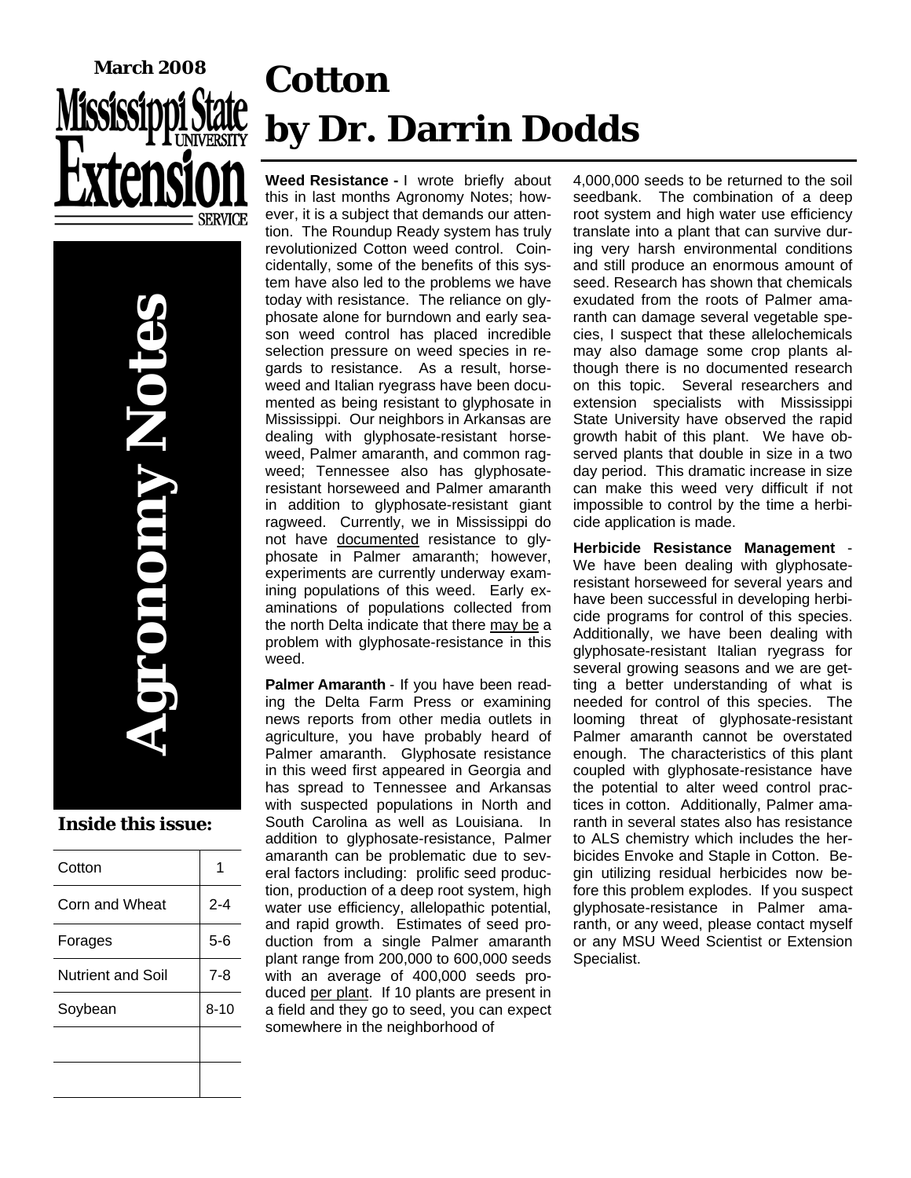March 2008

Mississippi State University Extension Service

# Agronomy Notes

**Inside this issue:**

| Cotton | 1 |
| --- | --- |
| Corn and Wheat | 2-4 |
| Forages | 5-6 |
| Nutrient and Soil | 7-8 |
| Soybean | 8-10 |

# Cotton
# by Dr. Darrin Dodds

**Weed Resistance -** I wrote briefly about this in last months Agronomy Notes; however, it is a subject that demands our attention. The Roundup Ready system has truly revolutionized Cotton weed control. Coincidentally, some of the benefits of this system have also led to the problems we have today with resistance. The reliance on glyphosate alone for burndown and early season weed control has placed incredible selection pressure on weed species in regards to resistance. As a result, horseweed and Italian ryegrass have been documented as being resistant to glyphosate in Mississippi. Our neighbors in Arkansas are dealing with glyphosate-resistant horseweed, Palmer amaranth, and common ragweed; Tennessee also has glyphosate-resistant horseweed and Palmer amaranth in addition to glyphosate-resistant giant ragweed. Currently, we in Mississippi do not have <u>documented</u> resistance to glyphosate in Palmer amaranth; however, experiments are currently underway examining populations of this weed. Early examinations of populations collected from the north Delta indicate that there <u>may be</u> a problem with glyphosate-resistance in this weed.

**Palmer Amaranth** - If you have been reading the Delta Farm Press or examining news reports from other media outlets in agriculture, you have probably heard of Palmer amaranth. Glyphosate resistance in this weed first appeared in Georgia and has spread to Tennessee and Arkansas with suspected populations in North and South Carolina as well as Louisiana. In addition to glyphosate-resistance, Palmer amaranth can be problematic due to several factors including: prolific seed production, production of a deep root system, high water use efficiency, allelopathic potential, and rapid growth. Estimates of seed production from a single Palmer amaranth plant range from 200,000 to 600,000 seeds with an average of 400,000 seeds produced <u>per plant</u>. If 10 plants are present in a field and they go to seed, you can expect somewhere in the neighborhood of 4,000,000 seeds to be returned to the soil seedbank. The combination of a deep root system and high water use efficiency translate into a plant that can survive during very harsh environmental conditions and still produce an enormous amount of seed. Research has shown that chemicals exudated from the roots of Palmer amaranth can damage several vegetable species, I suspect that these allelochemicals may also damage some crop plants although there is no documented research on this topic. Several researchers and extension specialists with Mississippi State University have observed the rapid growth habit of this plant. We have observed plants that double in size in a two day period. This dramatic increase in size can make this weed very difficult if not impossible to control by the time a herbicide application is made.

**Herbicide Resistance Management** - We have been dealing with glyphosate-resistant horseweed for several years and have been successful in developing herbicide programs for control of this species. Additionally, we have been dealing with glyphosate-resistant Italian ryegrass for several growing seasons and we are getting a better understanding of what is needed for control of this species. The looming threat of glyphosate-resistant Palmer amaranth cannot be overstated enough. The characteristics of this plant coupled with glyphosate-resistance have the potential to alter weed control practices in cotton. Additionally, Palmer amaranth in several states also has resistance to ALS chemistry which includes the herbicides Envoke and Staple in Cotton. Begin utilizing residual herbicides now before this problem explodes. If you suspect glyphosate-resistance in Palmer amaranth, or any weed, please contact myself or any MSU Weed Scientist or Extension Specialist.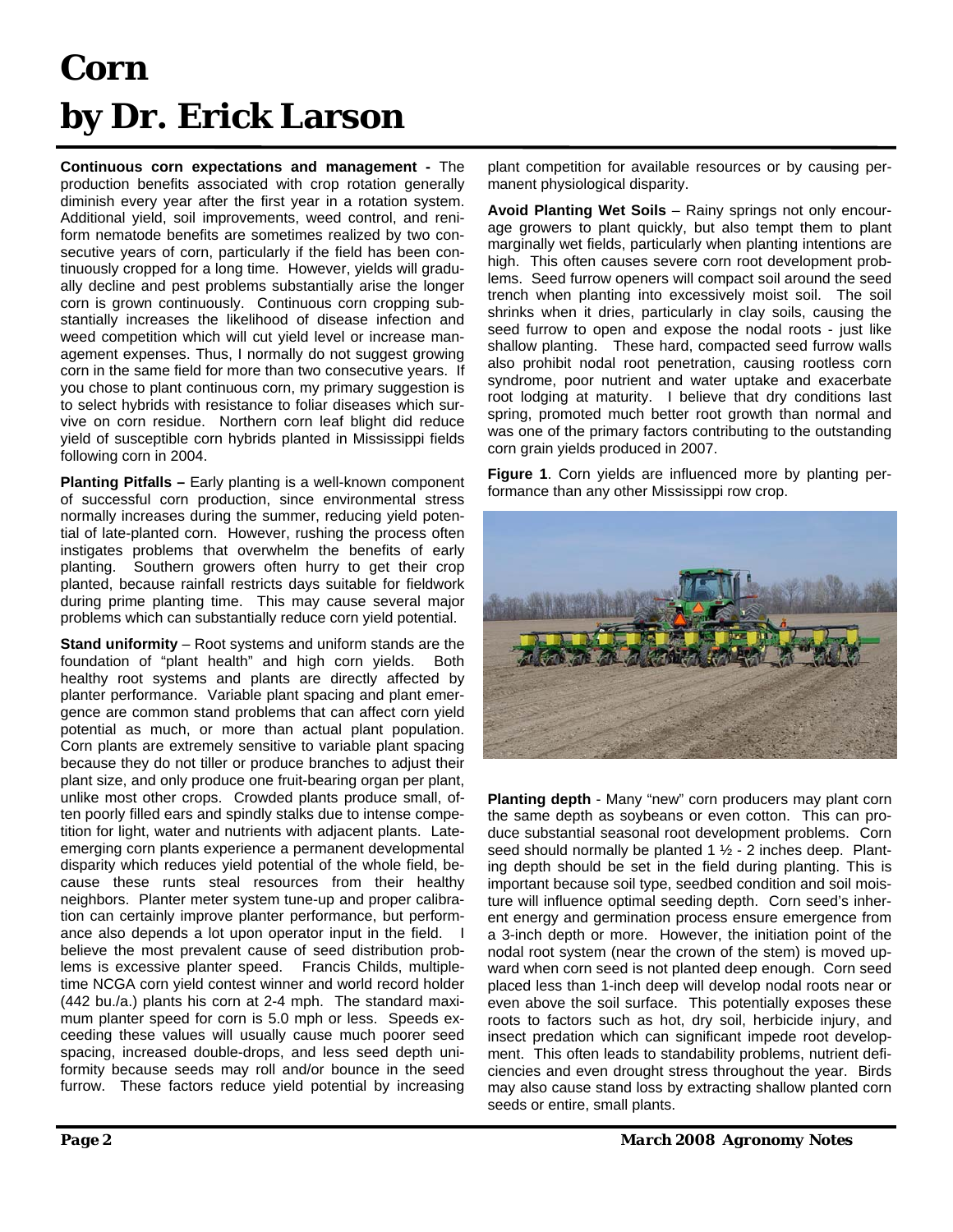# Corn
# by Dr. Erick Larson

**Continuous corn expectations and management -** The production benefits associated with crop rotation generally diminish every year after the first year in a rotation system. Additional yield, soil improvements, weed control, and reniform nematode benefits are sometimes realized by two consecutive years of corn, particularly if the field has been continuously cropped for a long time. However, yields will gradually decline and pest problems substantially arise the longer corn is grown continuously. Continuous corn cropping substantially increases the likelihood of disease infection and weed competition which will cut yield level or increase management expenses. Thus, I normally do not suggest growing corn in the same field for more than two consecutive years. If you chose to plant continuous corn, my primary suggestion is to select hybrids with resistance to foliar diseases which survive on corn residue. Northern corn leaf blight did reduce yield of susceptible corn hybrids planted in Mississippi fields following corn in 2004.

**Planting Pitfalls –** Early planting is a well-known component of successful corn production, since environmental stress normally increases during the summer, reducing yield potential of late-planted corn. However, rushing the process often instigates problems that overwhelm the benefits of early planting. Southern growers often hurry to get their crop planted, because rainfall restricts days suitable for fieldwork during prime planting time. This may cause several major problems which can substantially reduce corn yield potential.

**Stand uniformity** – Root systems and uniform stands are the foundation of "plant health" and high corn yields. Both healthy root systems and plants are directly affected by planter performance. Variable plant spacing and plant emergence are common stand problems that can affect corn yield potential as much, or more than actual plant population. Corn plants are extremely sensitive to variable plant spacing because they do not tiller or produce branches to adjust their plant size, and only produce one fruit-bearing organ per plant, unlike most other crops. Crowded plants produce small, often poorly filled ears and spindly stalks due to intense competition for light, water and nutrients with adjacent plants. Late-emerging corn plants experience a permanent developmental disparity which reduces yield potential of the whole field, because these runts steal resources from their healthy neighbors. Planter meter system tune-up and proper calibration can certainly improve planter performance, but performance also depends a lot upon operator input in the field. I believe the most prevalent cause of seed distribution problems is excessive planter speed. Francis Childs, multiple-time NCGA corn yield contest winner and world record holder (442 bu./a.) plants his corn at 2-4 mph. The standard maximum planter speed for corn is 5.0 mph or less. Speeds exceeding these values will usually cause much poorer seed spacing, increased double-drops, and less seed depth uniformity because seeds may roll and/or bounce in the seed furrow. These factors reduce yield potential by increasing plant competition for available resources or by causing permanent physiological disparity.

**Avoid Planting Wet Soils** – Rainy springs not only encourage growers to plant quickly, but also tempt them to plant marginally wet fields, particularly when planting intentions are high. This often causes severe corn root development problems. Seed furrow openers will compact soil around the seed trench when planting into excessively moist soil. The soil shrinks when it dries, particularly in clay soils, causing the seed furrow to open and expose the nodal roots - just like shallow planting. These hard, compacted seed furrow walls also prohibit nodal root penetration, causing rootless corn syndrome, poor nutrient and water uptake and exacerbate root lodging at maturity. I believe that dry conditions last spring, promoted much better root growth than normal and was one of the primary factors contributing to the outstanding corn grain yields produced in 2007.

**Figure 1**. Corn yields are influenced more by planting performance than any other Mississippi row crop.

**Planting depth** - Many "new" corn producers may plant corn the same depth as soybeans or even cotton. This can produce substantial seasonal root development problems. Corn seed should normally be planted 1 ½ - 2 inches deep. Planting depth should be set in the field during planting. This is important because soil type, seedbed condition and soil moisture will influence optimal seeding depth. Corn seed's inherent energy and germination process ensure emergence from a 3-inch depth or more. However, the initiation point of the nodal root system (near the crown of the stem) is moved upward when corn seed is not planted deep enough. Corn seed placed less than 1-inch deep will develop nodal roots near or even above the soil surface. This potentially exposes these roots to factors such as hot, dry soil, herbicide injury, and insect predation which can significant impede root development. This often leads to standability problems, nutrient deficiencies and even drought stress throughout the year. Birds may also cause stand loss by extracting shallow planted corn seeds or entire, small plants.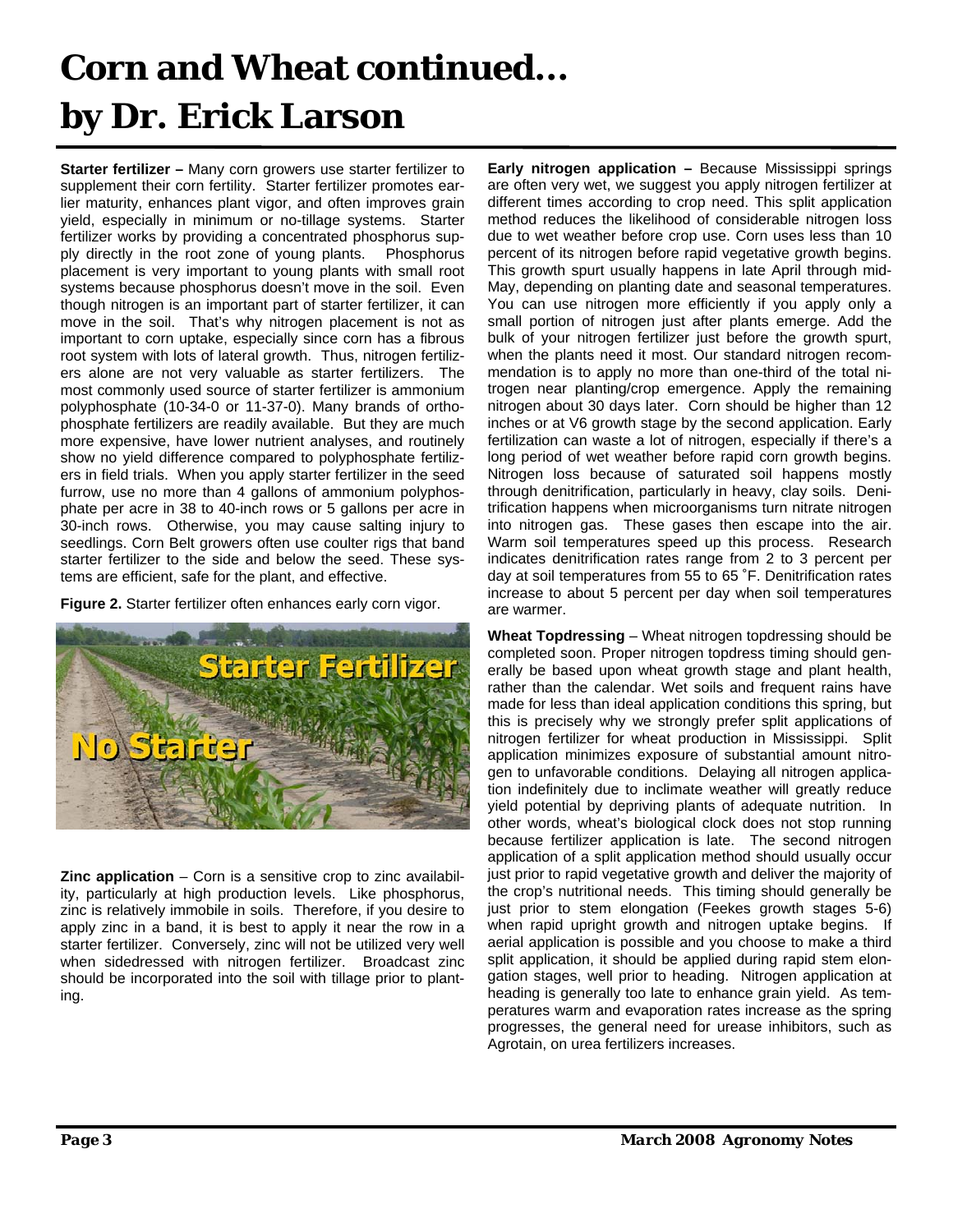# Corn and Wheat continued... by Dr. Erick Larson

**Starter fertilizer –** Many corn growers use starter fertilizer to supplement their corn fertility. Starter fertilizer promotes earlier maturity, enhances plant vigor, and often improves grain yield, especially in minimum or no-tillage systems. Starter fertilizer works by providing a concentrated phosphorus supply directly in the root zone of young plants. Phosphorus placement is very important to young plants with small root systems because phosphorus doesn't move in the soil. Even though nitrogen is an important part of starter fertilizer, it can move in the soil. That's why nitrogen placement is not as important to corn uptake, especially since corn has a fibrous root system with lots of lateral growth. Thus, nitrogen fertilizers alone are not very valuable as starter fertilizers. The most commonly used source of starter fertilizer is ammonium polyphosphate (10-34-0 or 11-37-0). Many brands of orthophosphate fertilizers are readily available. But they are much more expensive, have lower nutrient analyses, and routinely show no yield difference compared to polyphosphate fertilizers in field trials. When you apply starter fertilizer in the seed furrow, use no more than 4 gallons of ammonium polyphosphate per acre in 38 to 40-inch rows or 5 gallons per acre in 30-inch rows. Otherwise, you may cause salting injury to seedlings. Corn Belt growers often use coulter rigs that band starter fertilizer to the side and below the seed. These systems are efficient, safe for the plant, and effective.

**Figure 2.** Starter fertilizer often enhances early corn vigor.

**Zinc application** – Corn is a sensitive crop to zinc availability, particularly at high production levels. Like phosphorus, zinc is relatively immobile in soils. Therefore, if you desire to apply zinc in a band, it is best to apply it near the row in a starter fertilizer. Conversely, zinc will not be utilized very well when sidedressed with nitrogen fertilizer. Broadcast zinc should be incorporated into the soil with tillage prior to planting.

**Early nitrogen application –** Because Mississippi springs are often very wet, we suggest you apply nitrogen fertilizer at different times according to crop need. This split application method reduces the likelihood of considerable nitrogen loss due to wet weather before crop use. Corn uses less than 10 percent of its nitrogen before rapid vegetative growth begins. This growth spurt usually happens in late April through mid-May, depending on planting date and seasonal temperatures. You can use nitrogen more efficiently if you apply only a small portion of nitrogen just after plants emerge. Add the bulk of your nitrogen fertilizer just before the growth spurt, when the plants need it most. Our standard nitrogen recommendation is to apply no more than one-third of the total nitrogen near planting/crop emergence. Apply the remaining nitrogen about 30 days later. Corn should be higher than 12 inches or at V6 growth stage by the second application. Early fertilization can waste a lot of nitrogen, especially if there's a long period of wet weather before rapid corn growth begins. Nitrogen loss because of saturated soil happens mostly through denitrification, particularly in heavy, clay soils. Denitrification happens when microorganisms turn nitrate nitrogen into nitrogen gas. These gases then escape into the air. Warm soil temperatures speed up this process. Research indicates denitrification rates range from 2 to 3 percent per day at soil temperatures from 55 to 65 ˚F. Denitrification rates increase to about 5 percent per day when soil temperatures are warmer.

**Wheat Topdressing** – Wheat nitrogen topdressing should be completed soon. Proper nitrogen topdress timing should generally be based upon wheat growth stage and plant health, rather than the calendar. Wet soils and frequent rains have made for less than ideal application conditions this spring, but this is precisely why we strongly prefer split applications of nitrogen fertilizer for wheat production in Mississippi. Split application minimizes exposure of substantial amount nitrogen to unfavorable conditions. Delaying all nitrogen application indefinitely due to inclimate weather will greatly reduce yield potential by depriving plants of adequate nutrition. In other words, wheat's biological clock does not stop running because fertilizer application is late. The second nitrogen application of a split application method should usually occur just prior to rapid vegetative growth and deliver the majority of the crop's nutritional needs. This timing should generally be just prior to stem elongation (Feekes growth stages 5-6) when rapid upright growth and nitrogen uptake begins. If aerial application is possible and you choose to make a third split application, it should be applied during rapid stem elongation stages, well prior to heading. Nitrogen application at heading is generally too late to enhance grain yield. As temperatures warm and evaporation rates increase as the spring progresses, the general need for urease inhibitors, such as Agrotain, on urea fertilizers increases.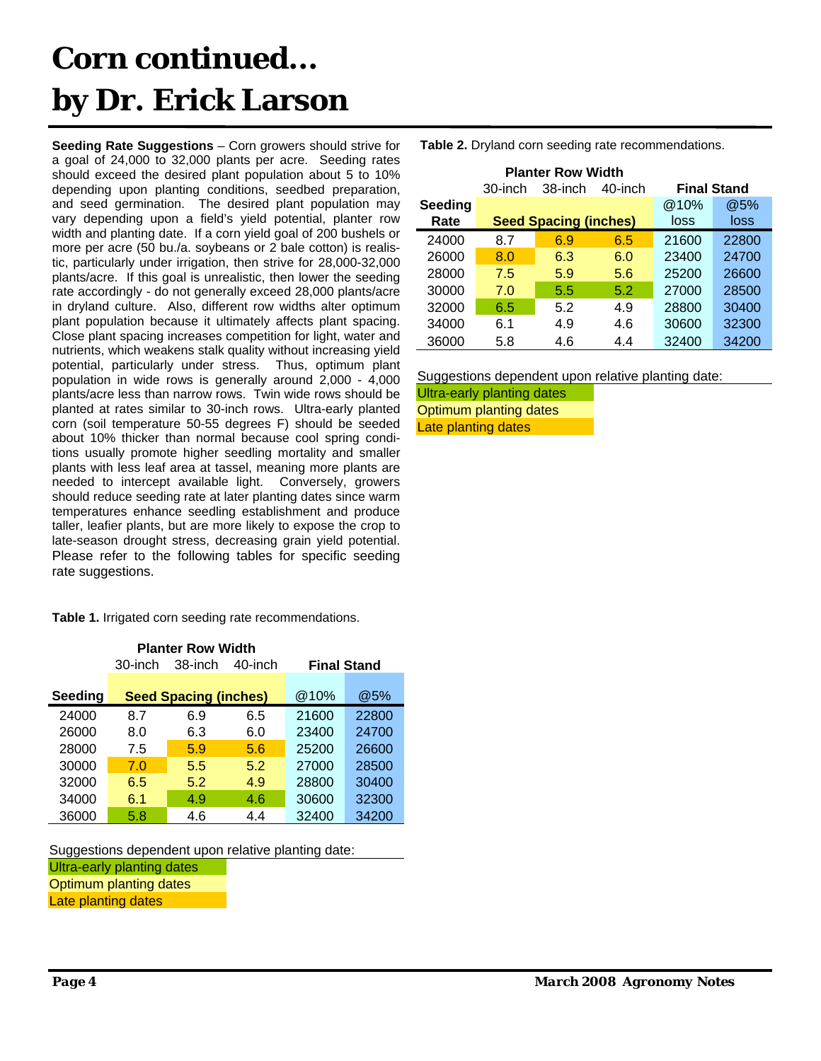# Corn continued...
# by Dr. Erick Larson

**Seeding Rate Suggestions** – Corn growers should strive for a goal of 24,000 to 32,000 plants per acre. Seeding rates should exceed the desired plant population about 5 to 10% depending upon planting conditions, seedbed preparation, and seed germination. The desired plant population may vary depending upon a field's yield potential, planter row width and planting date. If a corn yield goal of 200 bushels or more per acre (50 bu./a. soybeans or 2 bale cotton) is realistic, particularly under irrigation, then strive for 28,000-32,000 plants/acre. If this goal is unrealistic, then lower the seeding rate accordingly - do not generally exceed 28,000 plants/acre in dryland culture. Also, different row widths alter optimum plant population because it ultimately affects plant spacing. Close plant spacing increases competition for light, water and nutrients, which weakens stalk quality without increasing yield potential, particularly under stress. Thus, optimum plant population in wide rows is generally around 2,000 - 4,000 plants/acre less than narrow rows. Twin wide rows should be planted at rates similar to 30-inch rows. Ultra-early planted corn (soil temperature 50-55 degrees F) should be seeded about 10% thicker than normal because cool spring conditions usually promote higher seedling mortality and smaller plants with less leaf area at tassel, meaning more plants are needed to intercept available light. Conversely, growers should reduce seeding rate at later planting dates since warm temperatures enhance seedling establishment and produce taller, leafier plants, but are more likely to expose the crop to late-season drought stress, decreasing grain yield potential. Please refer to the following tables for specific seeding rate suggestions.

**Table 1.** Irrigated corn seeding rate recommendations.

| | Planter Row Width | | | Final Stand | |
|---|---|---|---|---|---|
| | 30-inch | 38-inch | 40-inch | | |
| Seeding | Seed Spacing (inches) | | | @10% | @5% |
| 24000 | 8.7 | 6.9 | 6.5 | 21600 | 22800 |
| 26000 | 8.0 | 6.3 | 6.0 | 23400 | 24700 |
| 28000 | 7.5 | 5.9 | 5.6 | 25200 | 26600 |
| 30000 | 7.0 | 5.5 | 5.2 | 27000 | 28500 |
| 32000 | 6.5 | 5.2 | 4.9 | 28800 | 30400 |
| 34000 | 6.1 | 4.9 | 4.6 | 30600 | 32300 |
| 36000 | 5.8 | 4.6 | 4.4 | 32400 | 34200 |

Suggestions dependent upon relative planting date:

Ultra-early planting dates

Optimum planting dates

Late planting dates

**Table 2.** Dryland corn seeding rate recommendations.

| | Planter Row Width | | | Final Stand | |
|---|---|---|---|---|---|
| | 30-inch | 38-inch | 40-inch | | |
| Seeding Rate | Seed Spacing (inches) | | | @10% loss | @5% loss |
| 24000 | 8.7 | 6.9 | 6.5 | 21600 | 22800 |
| 26000 | 8.0 | 6.3 | 6.0 | 23400 | 24700 |
| 28000 | 7.5 | 5.9 | 5.6 | 25200 | 26600 |
| 30000 | 7.0 | 5.5 | 5.2 | 27000 | 28500 |
| 32000 | 6.5 | 5.2 | 4.9 | 28800 | 30400 |
| 34000 | 6.1 | 4.9 | 4.6 | 30600 | 32300 |
| 36000 | 5.8 | 4.6 | 4.4 | 32400 | 34200 |

Suggestions dependent upon relative planting date:

Ultra-early planting dates

Optimum planting dates

Late planting dates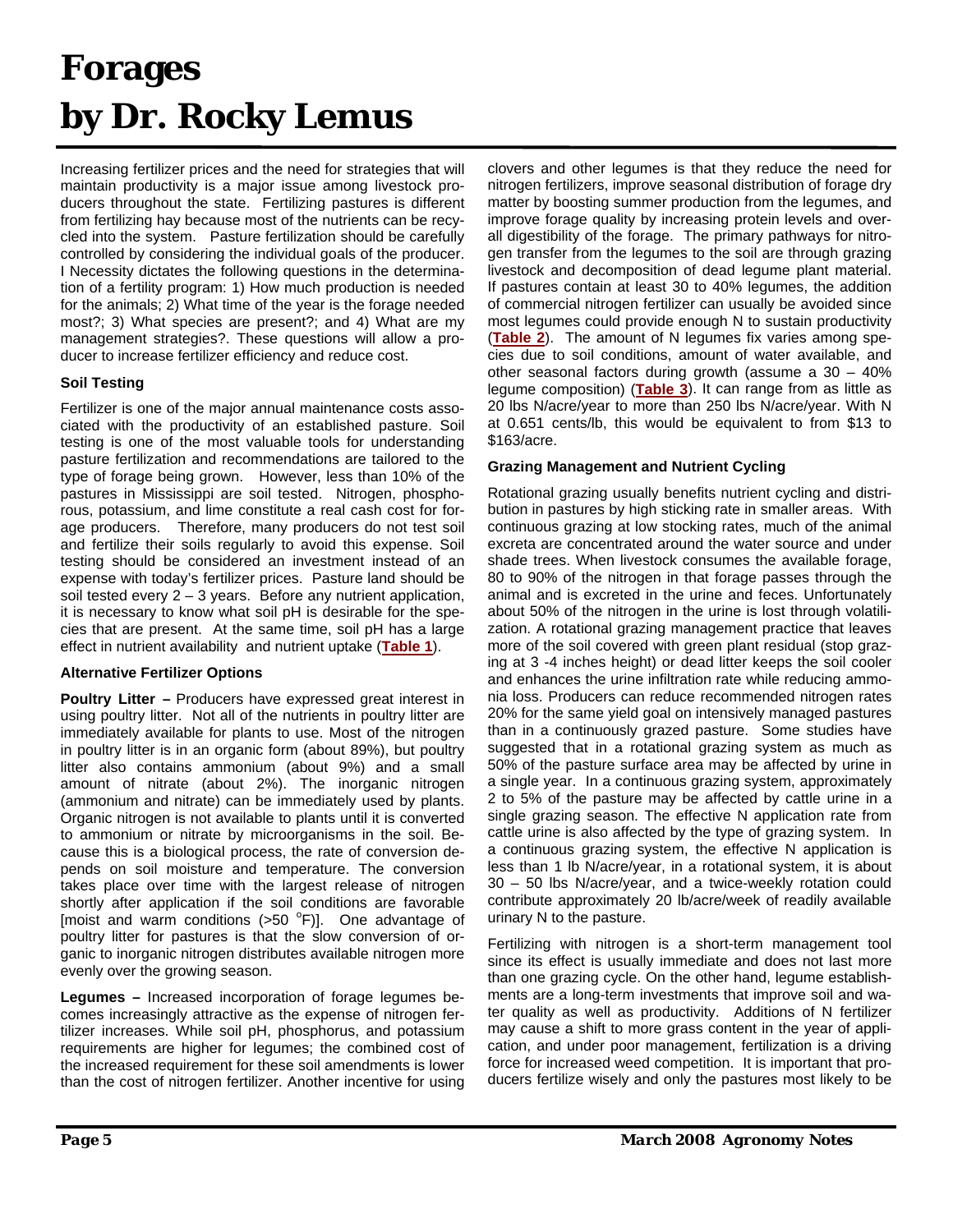# Forages
# by Dr. Rocky Lemus

Increasing fertilizer prices and the need for strategies that will maintain productivity is a major issue among livestock producers throughout the state. Fertilizing pastures is different from fertilizing hay because most of the nutrients can be recycled into the system. Pasture fertilization should be carefully controlled by considering the individual goals of the producer. I Necessity dictates the following questions in the determination of a fertility program: 1) How much production is needed for the animals; 2) What time of the year is the forage needed most?; 3) What species are present?; and 4) What are my management strategies?. These questions will allow a producer to increase fertilizer efficiency and reduce cost.

### Soil Testing

Fertilizer is one of the major annual maintenance costs associated with the productivity of an established pasture. Soil testing is one of the most valuable tools for understanding pasture fertilization and recommendations are tailored to the type of forage being grown. However, less than 10% of the pastures in Mississippi are soil tested. Nitrogen, phosphorous, potassium, and lime constitute a real cash cost for forage producers. Therefore, many producers do not test soil and fertilize their soils regularly to avoid this expense. Soil testing should be considered an investment instead of an expense with today's fertilizer prices. Pasture land should be soil tested every 2 – 3 years. Before any nutrient application, it is necessary to know what soil pH is desirable for the species that are present. At the same time, soil pH has a large effect in nutrient availability and nutrient uptake (**Table 1**).

### Alternative Fertilizer Options

**Poultry Litter –** Producers have expressed great interest in using poultry litter. Not all of the nutrients in poultry litter are immediately available for plants to use. Most of the nitrogen in poultry litter is in an organic form (about 89%), but poultry litter also contains ammonium (about 9%) and a small amount of nitrate (about 2%). The inorganic nitrogen (ammonium and nitrate) can be immediately used by plants. Organic nitrogen is not available to plants until it is converted to ammonium or nitrate by microorganisms in the soil. Because this is a biological process, the rate of conversion depends on soil moisture and temperature. The conversion takes place over time with the largest release of nitrogen shortly after application if the soil conditions are favorable [moist and warm conditions (>50 °F)]. One advantage of poultry litter for pastures is that the slow conversion of organic to inorganic nitrogen distributes available nitrogen more evenly over the growing season.

**Legumes –** Increased incorporation of forage legumes becomes increasingly attractive as the expense of nitrogen fertilizer increases. While soil pH, phosphorus, and potassium requirements are higher for legumes; the combined cost of the increased requirement for these soil amendments is lower than the cost of nitrogen fertilizer. Another incentive for using clovers and other legumes is that they reduce the need for nitrogen fertilizers, improve seasonal distribution of forage dry matter by boosting summer production from the legumes, and improve forage quality by increasing protein levels and overall digestibility of the forage. The primary pathways for nitrogen transfer from the legumes to the soil are through grazing livestock and decomposition of dead legume plant material. If pastures contain at least 30 to 40% legumes, the addition of commercial nitrogen fertilizer can usually be avoided since most legumes could provide enough N to sustain productivity (**Table 2**). The amount of N legumes fix varies among species due to soil conditions, amount of water available, and other seasonal factors during growth (assume a 30 – 40% legume composition) (**Table 3**). It can range from as little as 20 lbs N/acre/year to more than 250 lbs N/acre/year. With N at 0.651 cents/lb, this would be equivalent to from $13 to $163/acre.

### Grazing Management and Nutrient Cycling

Rotational grazing usually benefits nutrient cycling and distribution in pastures by high sticking rate in smaller areas. With continuous grazing at low stocking rates, much of the animal excreta are concentrated around the water source and under shade trees. When livestock consumes the available forage, 80 to 90% of the nitrogen in that forage passes through the animal and is excreted in the urine and feces. Unfortunately about 50% of the nitrogen in the urine is lost through volatilization. A rotational grazing management practice that leaves more of the soil covered with green plant residual (stop grazing at 3 -4 inches height) or dead litter keeps the soil cooler and enhances the urine infiltration rate while reducing ammonia loss. Producers can reduce recommended nitrogen rates 20% for the same yield goal on intensively managed pastures than in a continuously grazed pasture. Some studies have suggested that in a rotational grazing system as much as 50% of the pasture surface area may be affected by urine in a single year. In a continuous grazing system, approximately 2 to 5% of the pasture may be affected by cattle urine in a single grazing season. The effective N application rate from cattle urine is also affected by the type of grazing system. In a continuous grazing system, the effective N application is less than 1 lb N/acre/year, in a rotational system, it is about 30 – 50 lbs N/acre/year, and a twice-weekly rotation could contribute approximately 20 lb/acre/week of readily available urinary N to the pasture.

Fertilizing with nitrogen is a short-term management tool since its effect is usually immediate and does not last more than one grazing cycle. On the other hand, legume establishments are a long-term investments that improve soil and water quality as well as productivity. Additions of N fertilizer may cause a shift to more grass content in the year of application, and under poor management, fertilization is a driving force for increased weed competition. It is important that producers fertilize wisely and only the pastures most likely to be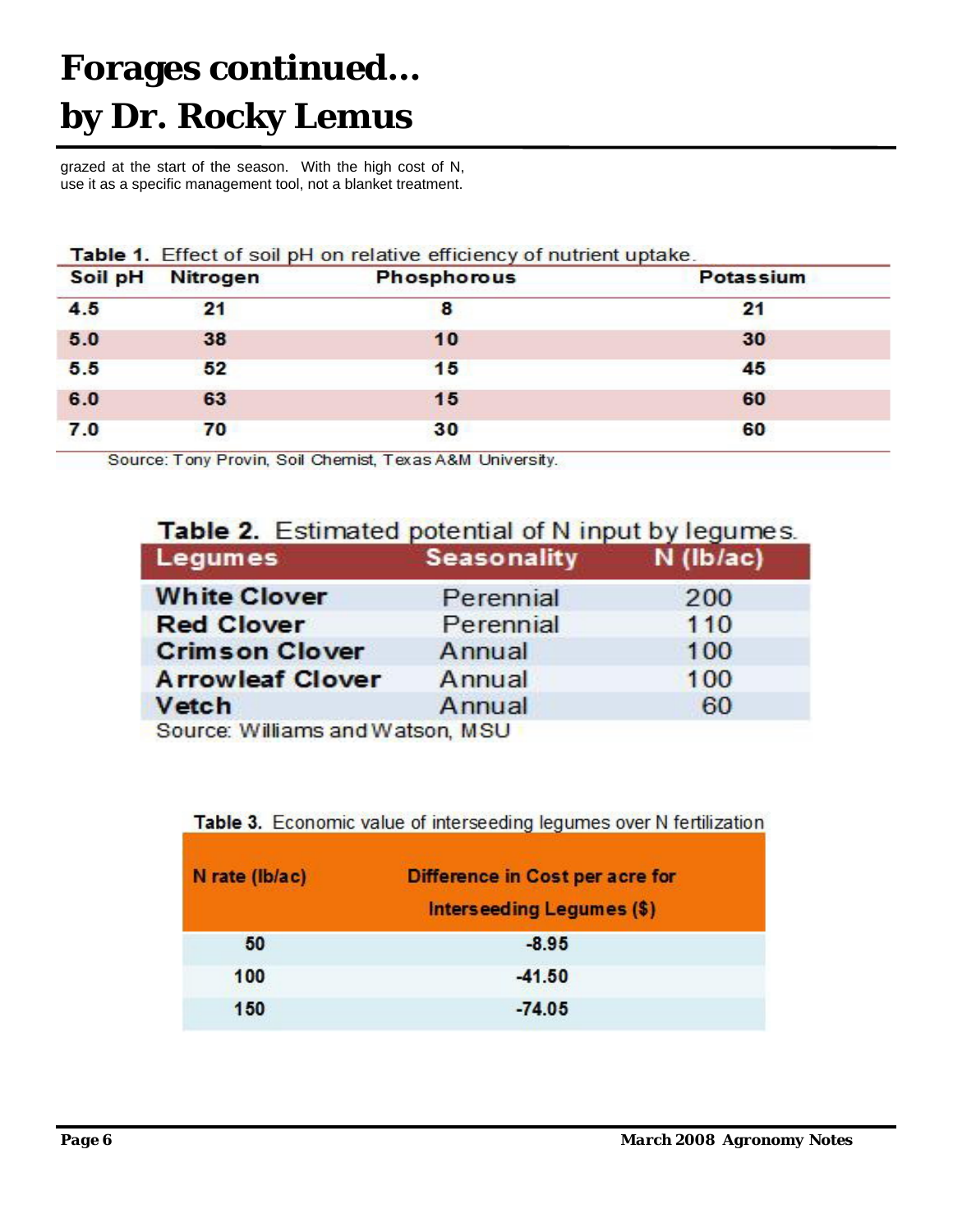# Forages continued…
# by Dr. Rocky Lemus

grazed at the start of the season. With the high cost of N, use it as a specific management tool, not a blanket treatment.

**Table 1.** Effect of soil pH on relative efficiency of nutrient uptake.

| Soil pH | Nitrogen | Phosphorous | Potassium |
|---|---|---|---|
| 4.5 | 21 | 8 | 21 |
| 5.0 | 38 | 10 | 30 |
| 5.5 | 52 | 15 | 45 |
| 6.0 | 63 | 15 | 60 |
| 7.0 | 70 | 30 | 60 |

Source: Tony Provin, Soil Chemist, Texas A&M University.

**Table 2.** Estimated potential of N input by legumes.

| Legumes | Seasonality | N (lb/ac) |
|---|---|---|
| White Clover | Perennial | 200 |
| Red Clover | Perennial | 110 |
| Crimson Clover | Annual | 100 |
| Arrowleaf Clover | Annual | 100 |
| Vetch | Annual | 60 |

Source: Williams and Watson, MSU

**Table 3.** Economic value of interseeding legumes over N fertilization

| N rate (lb/ac) | Difference in Cost per acre for Interseeding Legumes ($) |
|---|---|
| 50 | -8.95 |
| 100 | -41.50 |
| 150 | -74.05 |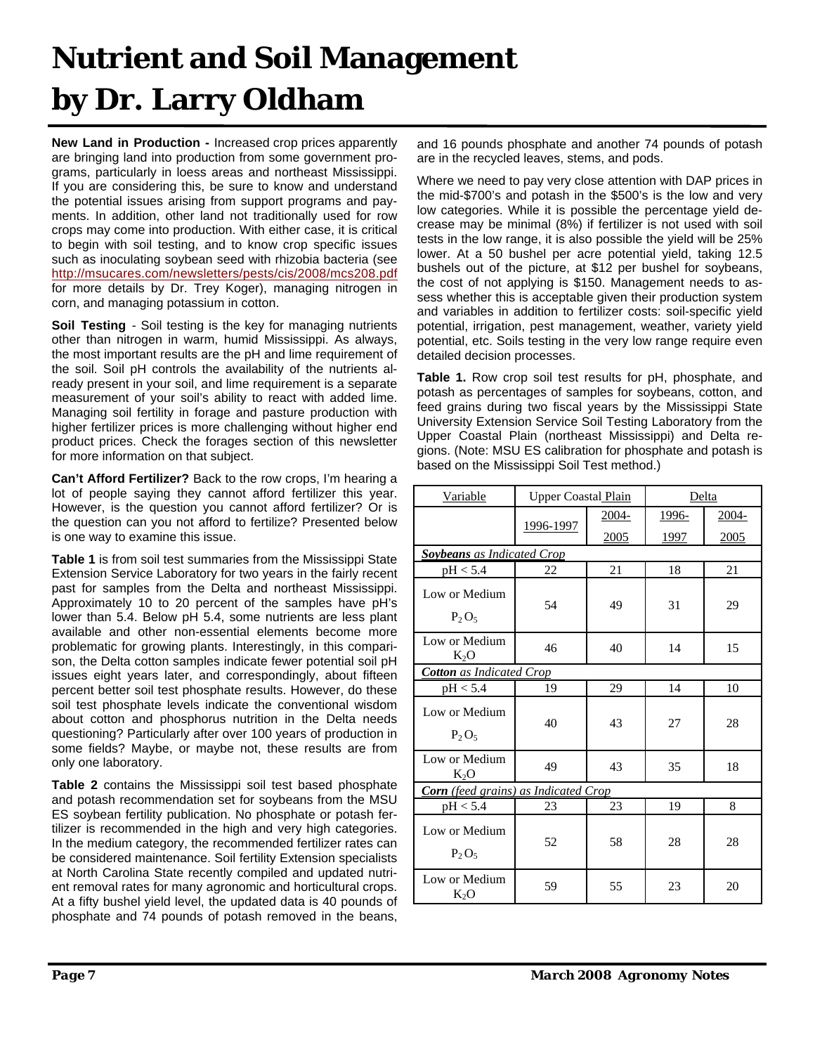# Nutrient and Soil Management by Dr. Larry Oldham

**New Land in Production -** Increased crop prices apparently are bringing land into production from some government programs, particularly in loess areas and northeast Mississippi. If you are considering this, be sure to know and understand the potential issues arising from support programs and payments. In addition, other land not traditionally used for row crops may come into production. With either case, it is critical to begin with soil testing, and to know crop specific issues such as inoculating soybean seed with rhizobia bacteria (see http://msucares.com/newsletters/pests/cis/2008/mcs208.pdf for more details by Dr. Trey Koger), managing nitrogen in corn, and managing potassium in cotton.

**Soil Testing** - Soil testing is the key for managing nutrients other than nitrogen in warm, humid Mississippi. As always, the most important results are the pH and lime requirement of the soil. Soil pH controls the availability of the nutrients already present in your soil, and lime requirement is a separate measurement of your soil's ability to react with added lime. Managing soil fertility in forage and pasture production with higher fertilizer prices is more challenging without higher end product prices. Check the forages section of this newsletter for more information on that subject.

**Can't Afford Fertilizer?** Back to the row crops, I'm hearing a lot of people saying they cannot afford fertilizer this year. However, is the question you cannot afford fertilizer? Or is the question can you not afford to fertilize? Presented below is one way to examine this issue.

**Table 1** is from soil test summaries from the Mississippi State Extension Service Laboratory for two years in the fairly recent past for samples from the Delta and northeast Mississippi. Approximately 10 to 20 percent of the samples have pH's lower than 5.4. Below pH 5.4, some nutrients are less plant available and other non-essential elements become more problematic for growing plants. Interestingly, in this comparison, the Delta cotton samples indicate fewer potential soil pH issues eight years later, and correspondingly, about fifteen percent better soil test phosphate results. However, do these soil test phosphate levels indicate the conventional wisdom about cotton and phosphorus nutrition in the Delta needs questioning? Particularly after over 100 years of production in some fields? Maybe, or maybe not, these results are from only one laboratory.

**Table 2** contains the Mississippi soil test based phosphate and potash recommendation set for soybeans from the MSU ES soybean fertility publication. No phosphate or potash fertilizer is recommended in the high and very high categories. In the medium category, the recommended fertilizer rates can be considered maintenance. Soil fertility Extension specialists at North Carolina State recently compiled and updated nutrient removal rates for many agronomic and horticultural crops. At a fifty bushel yield level, the updated data is 40 pounds of phosphate and 74 pounds of potash removed in the beans, and 16 pounds phosphate and another 74 pounds of potash are in the recycled leaves, stems, and pods.

Where we need to pay very close attention with DAP prices in the mid-$700's and potash in the $500's is the low and very low categories. While it is possible the percentage yield decrease may be minimal (8%) if fertilizer is not used with soil tests in the low range, it is also possible the yield will be 25% lower. At a 50 bushel per acre potential yield, taking 12.5 bushels out of the picture, at $12 per bushel for soybeans, the cost of not applying is $150. Management needs to assess whether this is acceptable given their production system and variables in addition to fertilizer costs: soil-specific yield potential, irrigation, pest management, weather, variety yield potential, etc. Soils testing in the very low range require even detailed decision processes.

**Table 1.** Row crop soil test results for pH, phosphate, and potash as percentages of samples for soybeans, cotton, and feed grains during two fiscal years by the Mississippi State University Extension Service Soil Testing Laboratory from the Upper Coastal Plain (northeast Mississippi) and Delta regions. (Note: MSU ES calibration for phosphate and potash is based on the Mississippi Soil Test method.)

| Variable | Upper Coastal Plain | | Delta | |
|---|---|---|---|---|
| | 1996-1997 | 2004-2005 | 1996-1997 | 2004-2005 |
| ***Soybeans** as Indicated Crop* | | | | |
| pH < 5.4 | 22 | 21 | 18 | 21 |
| Low or Medium $P_2O_5$ | 54 | 49 | 31 | 29 |
| Low or Medium $K_2O$ | 46 | 40 | 14 | 15 |
| ***Cotton** as Indicated Crop* | | | | |
| pH < 5.4 | 19 | 29 | 14 | 10 |
| Low or Medium $P_2O_5$ | 40 | 43 | 27 | 28 |
| Low or Medium $K_2O$ | 49 | 43 | 35 | 18 |
| ***Corn** (feed grains) as Indicated Crop* | | | | |
| pH < 5.4 | 23 | 23 | 19 | 8 |
| Low or Medium $P_2O_5$ | 52 | 58 | 28 | 28 |
| Low or Medium $K_2O$ | 59 | 55 | 23 | 20 |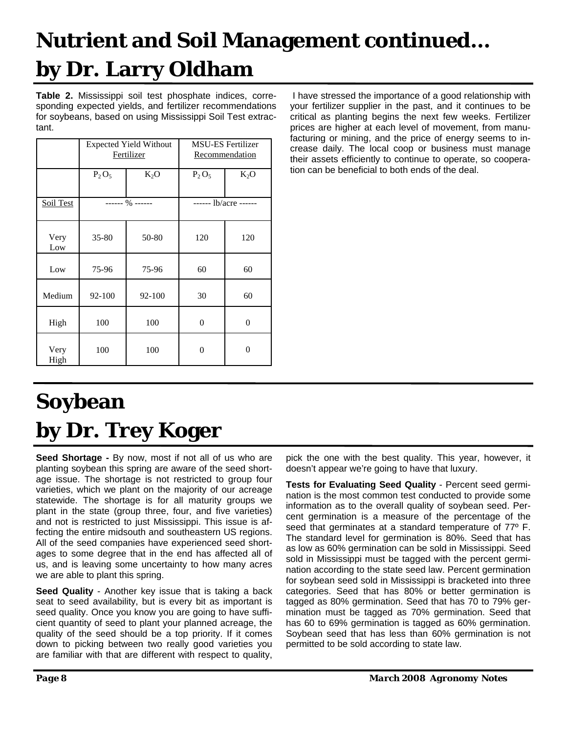# Nutrient and Soil Management continued...
# by Dr. Larry Oldham

**Table 2.** Mississippi soil test phosphate indices, corresponding expected yields, and fertilizer recommendations for soybeans, based on using Mississippi Soil Test extractant.

| | Expected Yield Without Fertilizer | | MSU-ES Fertilizer Recommendation | |
|---|---|---|---|---|
| | $P_2O_5$ | $K_2O$ | $P_2O_5$ | $K_2O$ |
| Soil Test | ------ % ------ | | ------ lb/acre ------ | |
| Very Low | 35-80 | 50-80 | 120 | 120 |
| Low | 75-96 | 75-96 | 60 | 60 |
| Medium | 92-100 | 92-100 | 30 | 60 |
| High | 100 | 100 | 0 | 0 |
| Very High | 100 | 100 | 0 | 0 |

I have stressed the importance of a good relationship with your fertilizer supplier in the past, and it continues to be critical as planting begins the next few weeks. Fertilizer prices are higher at each level of movement, from manufacturing or mining, and the price of energy seems to increase daily. The local coop or business must manage their assets efficiently to continue to operate, so cooperation can be beneficial to both ends of the deal.

# Soybean
# by Dr. Trey Koger

**Seed Shortage -** By now, most if not all of us who are planting soybean this spring are aware of the seed shortage issue. The shortage is not restricted to group four varieties, which we plant on the majority of our acreage statewide. The shortage is for all maturity groups we plant in the state (group three, four, and five varieties) and not is restricted to just Mississippi. This issue is affecting the entire midsouth and southeastern US regions. All of the seed companies have experienced seed shortages to some degree that in the end has affected all of us, and is leaving some uncertainty to how many acres we are able to plant this spring.

**Seed Quality** - Another key issue that is taking a back seat to seed availability, but is every bit as important is seed quality. Once you know you are going to have sufficient quantity of seed to plant your planned acreage, the quality of the seed should be a top priority. If it comes down to picking between two really good varieties you are familiar with that are different with respect to quality, pick the one with the best quality. This year, however, it doesn't appear we're going to have that luxury.

**Tests for Evaluating Seed Quality** - Percent seed germination is the most common test conducted to provide some information as to the overall quality of soybean seed. Percent germination is a measure of the percentage of the seed that germinates at a standard temperature of 77º F. The standard level for germination is 80%. Seed that has as low as 60% germination can be sold in Mississippi. Seed sold in Mississippi must be tagged with the percent germination according to the state seed law. Percent germination for soybean seed sold in Mississippi is bracketed into three categories. Seed that has 80% or better germination is tagged as 80% germination. Seed that has 70 to 79% germination must be tagged as 70% germination. Seed that has 60 to 69% germination is tagged as 60% germination. Soybean seed that has less than 60% germination is not permitted to be sold according to state law.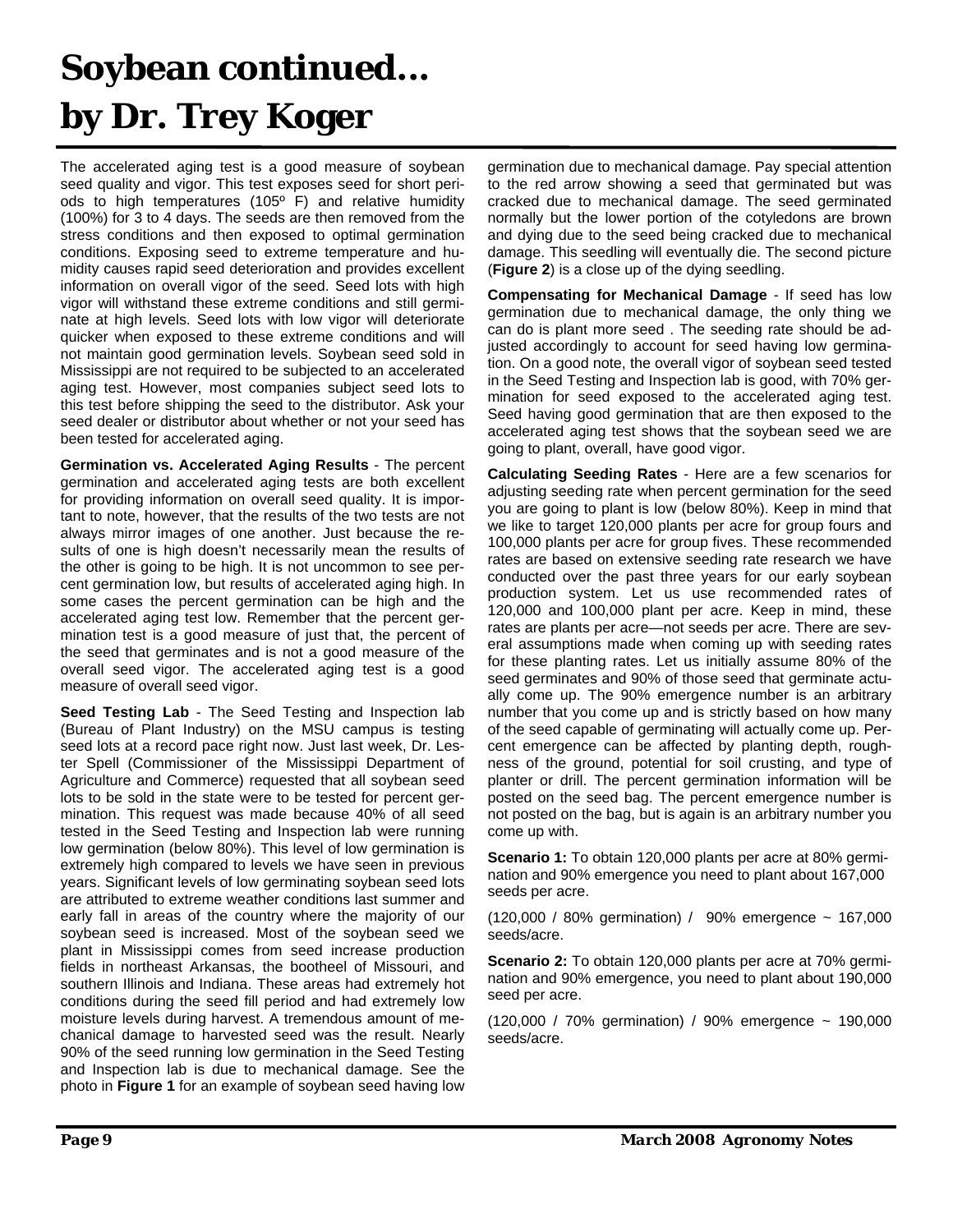# Soybean continued... by Dr. Trey Koger

The accelerated aging test is a good measure of soybean seed quality and vigor. This test exposes seed for short periods to high temperatures (105º F) and relative humidity (100%) for 3 to 4 days. The seeds are then removed from the stress conditions and then exposed to optimal germination conditions. Exposing seed to extreme temperature and humidity causes rapid seed deterioration and provides excellent information on overall vigor of the seed. Seed lots with high vigor will withstand these extreme conditions and still germinate at high levels. Seed lots with low vigor will deteriorate quicker when exposed to these extreme conditions and will not maintain good germination levels. Soybean seed sold in Mississippi are not required to be subjected to an accelerated aging test. However, most companies subject seed lots to this test before shipping the seed to the distributor. Ask your seed dealer or distributor about whether or not your seed has been tested for accelerated aging.

**Germination vs. Accelerated Aging Results** - The percent germination and accelerated aging tests are both excellent for providing information on overall seed quality. It is important to note, however, that the results of the two tests are not always mirror images of one another. Just because the results of one is high doesn't necessarily mean the results of the other is going to be high. It is not uncommon to see percent germination low, but results of accelerated aging high. In some cases the percent germination can be high and the accelerated aging test low. Remember that the percent germination test is a good measure of just that, the percent of the seed that germinates and is not a good measure of the overall seed vigor. The accelerated aging test is a good measure of overall seed vigor.

**Seed Testing Lab** - The Seed Testing and Inspection lab (Bureau of Plant Industry) on the MSU campus is testing seed lots at a record pace right now. Just last week, Dr. Lester Spell (Commissioner of the Mississippi Department of Agriculture and Commerce) requested that all soybean seed lots to be sold in the state were to be tested for percent germination. This request was made because 40% of all seed tested in the Seed Testing and Inspection lab were running low germination (below 80%). This level of low germination is extremely high compared to levels we have seen in previous years. Significant levels of low germinating soybean seed lots are attributed to extreme weather conditions last summer and early fall in areas of the country where the majority of our soybean seed is increased. Most of the soybean seed we plant in Mississippi comes from seed increase production fields in northeast Arkansas, the bootheel of Missouri, and southern Illinois and Indiana. These areas had extremely hot conditions during the seed fill period and had extremely low moisture levels during harvest. A tremendous amount of mechanical damage to harvested seed was the result. Nearly 90% of the seed running low germination in the Seed Testing and Inspection lab is due to mechanical damage. See the photo in **Figure 1** for an example of soybean seed having low germination due to mechanical damage. Pay special attention to the red arrow showing a seed that germinated but was cracked due to mechanical damage. The seed germinated normally but the lower portion of the cotyledons are brown and dying due to the seed being cracked due to mechanical damage. This seedling will eventually die. The second picture (**Figure 2**) is a close up of the dying seedling.

**Compensating for Mechanical Damage** - If seed has low germination due to mechanical damage, the only thing we can do is plant more seed . The seeding rate should be adjusted accordingly to account for seed having low germination. On a good note, the overall vigor of soybean seed tested in the Seed Testing and Inspection lab is good, with 70% germination for seed exposed to the accelerated aging test. Seed having good germination that are then exposed to the accelerated aging test shows that the soybean seed we are going to plant, overall, have good vigor.

**Calculating Seeding Rates** - Here are a few scenarios for adjusting seeding rate when percent germination for the seed you are going to plant is low (below 80%). Keep in mind that we like to target 120,000 plants per acre for group fours and 100,000 plants per acre for group fives. These recommended rates are based on extensive seeding rate research we have conducted over the past three years for our early soybean production system. Let us use recommended rates of 120,000 and 100,000 plant per acre. Keep in mind, these rates are plants per acre—not seeds per acre. There are several assumptions made when coming up with seeding rates for these planting rates. Let us initially assume 80% of the seed germinates and 90% of those seed that germinate actually come up. The 90% emergence number is an arbitrary number that you come up and is strictly based on how many of the seed capable of germinating will actually come up. Percent emergence can be affected by planting depth, roughness of the ground, potential for soil crusting, and type of planter or drill. The percent germination information will be posted on the seed bag. The percent emergence number is not posted on the bag, but is again is an arbitrary number you come up with.

**Scenario 1:** To obtain 120,000 plants per acre at 80% germination and 90% emergence you need to plant about 167,000 seeds per acre.

(120,000 / 80% germination) / 90% emergence ~ 167,000 seeds/acre.

**Scenario 2:** To obtain 120,000 plants per acre at 70% germination and 90% emergence, you need to plant about 190,000 seed per acre.

(120,000 / 70% germination) / 90% emergence ~ 190,000 seeds/acre.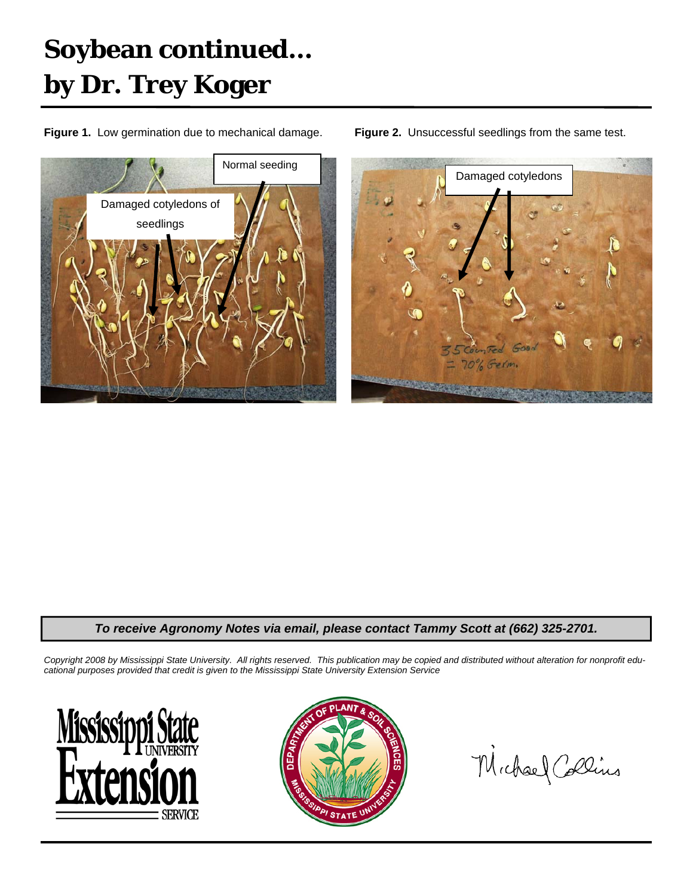# Soybean continued...

# by Dr. Trey Koger

**Figure 1.** Low germination due to mechanical damage.

Normal seeding

Damaged cotyledons of seedlings

**Figure 2.** Unsuccessful seedlings from the same test.

Damaged cotyledons

35 Counted Good = 70% Germ.

***To receive Agronomy Notes via email, please contact Tammy Scott at (662) 325-2701.***

*Copyright 2008 by Mississippi State University. All rights reserved. This publication may be copied and distributed without alteration for nonprofit educational purposes provided that credit is given to the Mississippi State University Extension Service*

Mississippi State University Extension Service

Department of Plant & Soil Sciences, Mississippi State University

Michael Collins